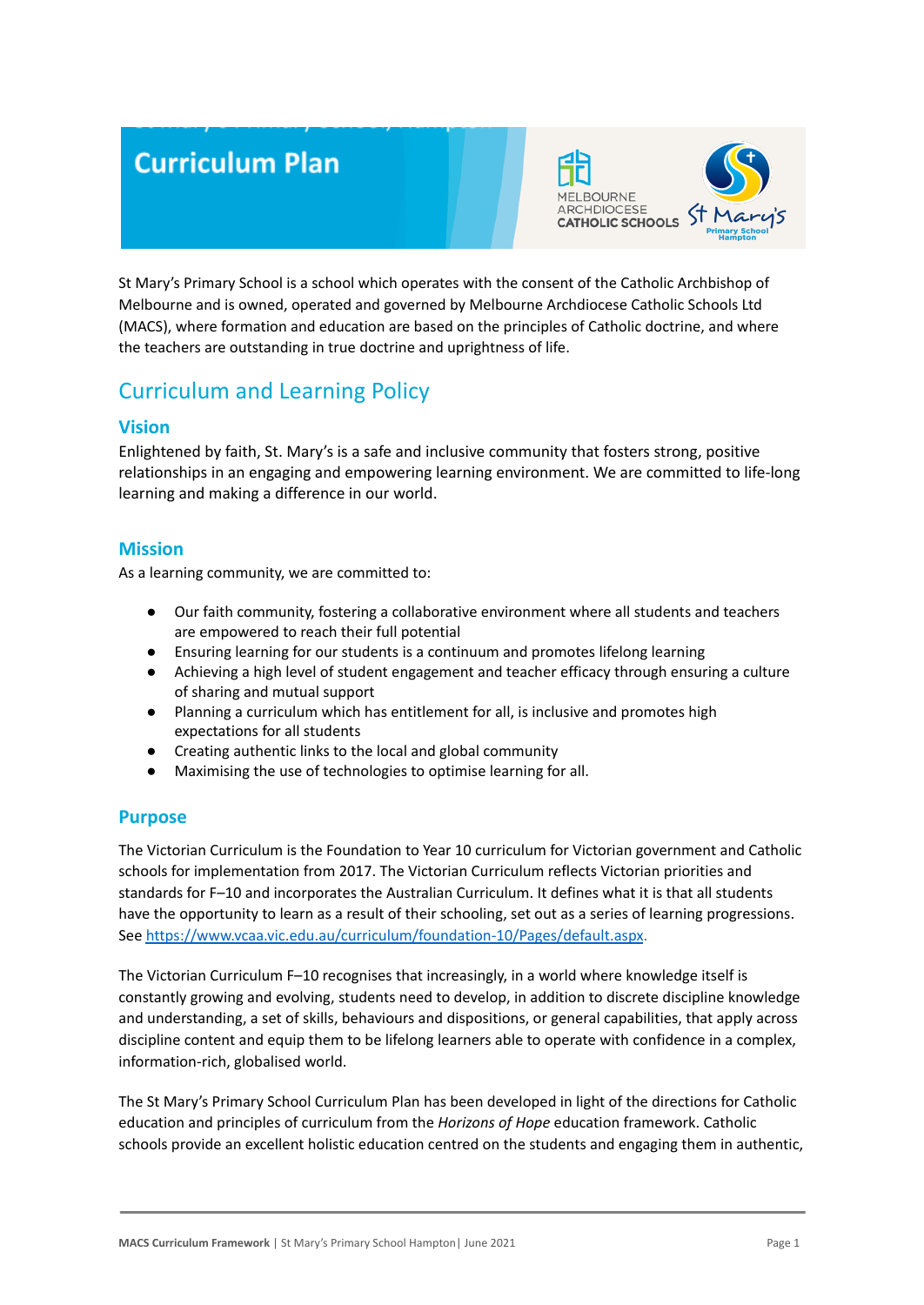# Curriculum Plan

St Mary's Primary School is a school which operates with the consent of the Catholic Archbishop of Melbourne and is owned, operated and governed by Melbourne Archdiocese Catholic Schools Ltd (MACS), where formation and education are based on the principles of Catholic doctrine, and where the teachers are outstanding in true doctrine and uprightness of life.

## Curriculum and Learning Policy

### Vision

Enlightened by faith, St. Mary's is a safe and inclusive community that fosters strong, positive relationships in an engaging and empowering learning environment. We are committed to life-long learning and making a difference in our world.

### Mission

As a learning community, we are committed to:

- Our faith community, fostering a collaborative environment where all students and teachers are empowered to reach their full potential
- Ensuring learning for our students is a continuum and promotes lifelong learning
- Achieving a high level of student engagement and teacher efficacy through ensuring a culture of sharing and mutual support
- Planning a curriculum which has entitlement for all, is inclusive and promotes high expectations for all students
- Creating authentic links to the local and global community
- Maximising the use of technologies to optimise learning for all.

### Purpose

The Victorian Curriculum is the Foundation to Year 10 curriculum for Victorian government and Catholic schools for implementation from 2017. The Victorian Curriculum reflects Victorian priorities and standards for F–10 and incorporates the Australian Curriculum. It defines what it is that all students have the opportunity to learn as a result of their schooling, set out as a series of learning progressions. See https://www.vcaa.vic.edu.au/curriculum/foundation-10/Pages/default.aspx.

The Victorian Curriculum F–10 recognises that increasingly, in a world where knowledge itself is constantly growing and evolving, students need to develop, in addition to discrete discipline knowledge and understanding, a set of skills, behaviours and dispositions, or general capabilities, that apply across discipline content and equip them to be lifelong learners able to operate with confidence in a complex, information-rich, globalised world.

The St Mary's Primary School Curriculum Plan has been developed in light of the directions for Catholic education and principles of curriculum from the *Horizons of Hope* education framework. Catholic schools provide an excellent holistic education centred on the students and engaging them in authentic,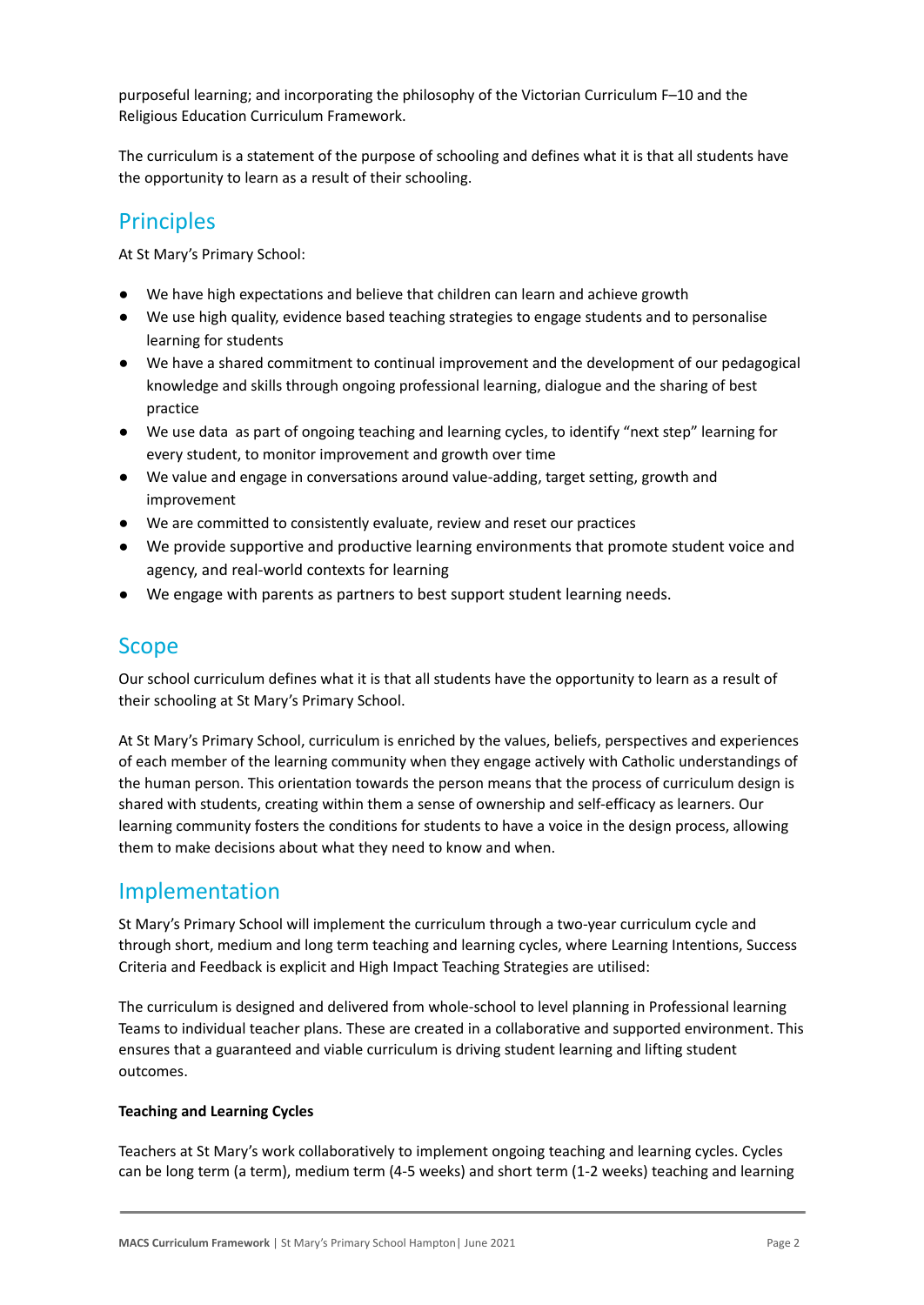purposeful learning; and incorporating the philosophy of the Victorian Curriculum F–10 and the Religious Education Curriculum Framework.

The curriculum is a statement of the purpose of schooling and defines what it is that all students have the opportunity to learn as a result of their schooling.

## Principles

At St Mary's Primary School:

- We have high expectations and believe that children can learn and achieve growth
- We use high quality, evidence based teaching strategies to engage students and to personalise learning for students
- We have a shared commitment to continual improvement and the development of our pedagogical knowledge and skills through ongoing professional learning, dialogue and the sharing of best practice
- We use data as part of ongoing teaching and learning cycles, to identify "next step" learning for every student, to monitor improvement and growth over time
- We value and engage in conversations around value-adding, target setting, growth and improvement
- We are committed to consistently evaluate, review and reset our practices
- We provide supportive and productive learning environments that promote student voice and agency, and real-world contexts for learning
- We engage with parents as partners to best support student learning needs.

## Scope

Our school curriculum defines what it is that all students have the opportunity to learn as a result of their schooling at St Mary's Primary School.

At St Mary's Primary School, curriculum is enriched by the values, beliefs, perspectives and experiences of each member of the learning community when they engage actively with Catholic understandings of the human person. This orientation towards the person means that the process of curriculum design is shared with students, creating within them a sense of ownership and self-efficacy as learners. Our learning community fosters the conditions for students to have a voice in the design process, allowing them to make decisions about what they need to know and when.

## Implementation

St Mary's Primary School will implement the curriculum through a two-year curriculum cycle and through short, medium and long term teaching and learning cycles, where Learning Intentions, Success Criteria and Feedback is explicit and High Impact Teaching Strategies are utilised:

The curriculum is designed and delivered from whole-school to level planning in Professional learning Teams to individual teacher plans. These are created in a collaborative and supported environment. This ensures that a guaranteed and viable curriculum is driving student learning and lifting student outcomes.

**Teaching and Learning Cycles**

Teachers at St Mary's work collaboratively to implement ongoing teaching and learning cycles. Cycles can be long term (a term), medium term (4-5 weeks) and short term (1-2 weeks) teaching and learning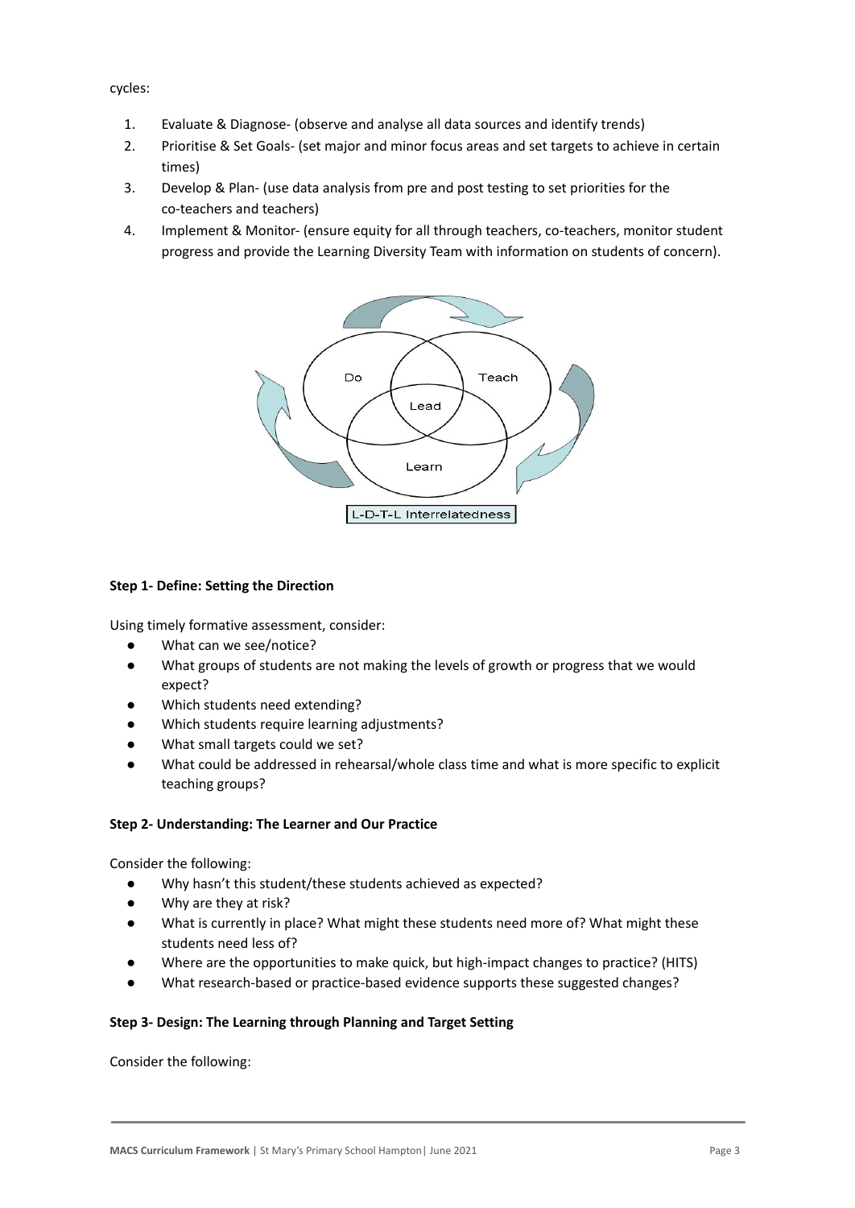cycles:

1. Evaluate & Diagnose- (observe and analyse all data sources and identify trends)
2. Prioritise & Set Goals- (set major and minor focus areas and set targets to achieve in certain times)
3. Develop & Plan- (use data analysis from pre and post testing to set priorities for the co-teachers and teachers)
4. Implement & Monitor- (ensure equity for all through teachers, co-teachers, monitor student progress and provide the Learning Diversity Team with information on students of concern).

Do  
Teach  
Lead  
Learn  

L-D-T-L Interrelatedness

**Step 1- Define: Setting the Direction**

Using timely formative assessment, consider:

- What can we see/notice?
- What groups of students are not making the levels of growth or progress that we would expect?
- Which students need extending?
- Which students require learning adjustments?
- What small targets could we set?
- What could be addressed in rehearsal/whole class time and what is more specific to explicit teaching groups?

**Step 2- Understanding: The Learner and Our Practice**

Consider the following:

- Why hasn't this student/these students achieved as expected?
- Why are they at risk?
- What is currently in place? What might these students need more of? What might these students need less of?
- Where are the opportunities to make quick, but high-impact changes to practice? (HITS)
- What research-based or practice-based evidence supports these suggested changes?

**Step 3- Design: The Learning through Planning and Target Setting**

Consider the following: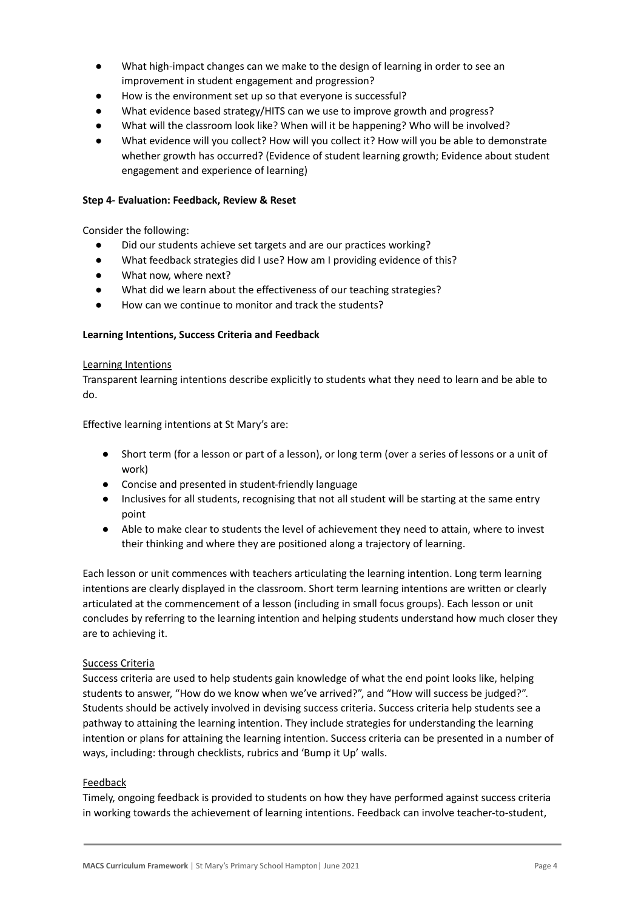- What high-impact changes can we make to the design of learning in order to see an improvement in student engagement and progression?
- How is the environment set up so that everyone is successful?
- What evidence based strategy/HITS can we use to improve growth and progress?
- What will the classroom look like? When will it be happening? Who will be involved?
- What evidence will you collect? How will you collect it? How will you be able to demonstrate whether growth has occurred? (Evidence of student learning growth; Evidence about student engagement and experience of learning)

**Step 4- Evaluation: Feedback, Review & Reset**

Consider the following:

- Did our students achieve set targets and are our practices working?
- What feedback strategies did I use? How am I providing evidence of this?
- What now, where next?
- What did we learn about the effectiveness of our teaching strategies?
- How can we continue to monitor and track the students?

**Learning Intentions, Success Criteria and Feedback**

<u>Learning Intentions</u>

Transparent learning intentions describe explicitly to students what they need to learn and be able to do.

Effective learning intentions at St Mary's are:

- Short term (for a lesson or part of a lesson), or long term (over a series of lessons or a unit of work)
- Concise and presented in student-friendly language
- Inclusives for all students, recognising that not all student will be starting at the same entry point
- Able to make clear to students the level of achievement they need to attain, where to invest their thinking and where they are positioned along a trajectory of learning.

Each lesson or unit commences with teachers articulating the learning intention. Long term learning intentions are clearly displayed in the classroom. Short term learning intentions are written or clearly articulated at the commencement of a lesson (including in small focus groups). Each lesson or unit concludes by referring to the learning intention and helping students understand how much closer they are to achieving it.

<u>Success Criteria</u>

Success criteria are used to help students gain knowledge of what the end point looks like, helping students to answer, "How do we know when we've arrived?", and "How will success be judged?". Students should be actively involved in devising success criteria. Success criteria help students see a pathway to attaining the learning intention. They include strategies for understanding the learning intention or plans for attaining the learning intention. Success criteria can be presented in a number of ways, including: through checklists, rubrics and 'Bump it Up' walls.

<u>Feedback</u>

Timely, ongoing feedback is provided to students on how they have performed against success criteria in working towards the achievement of learning intentions. Feedback can involve teacher-to-student,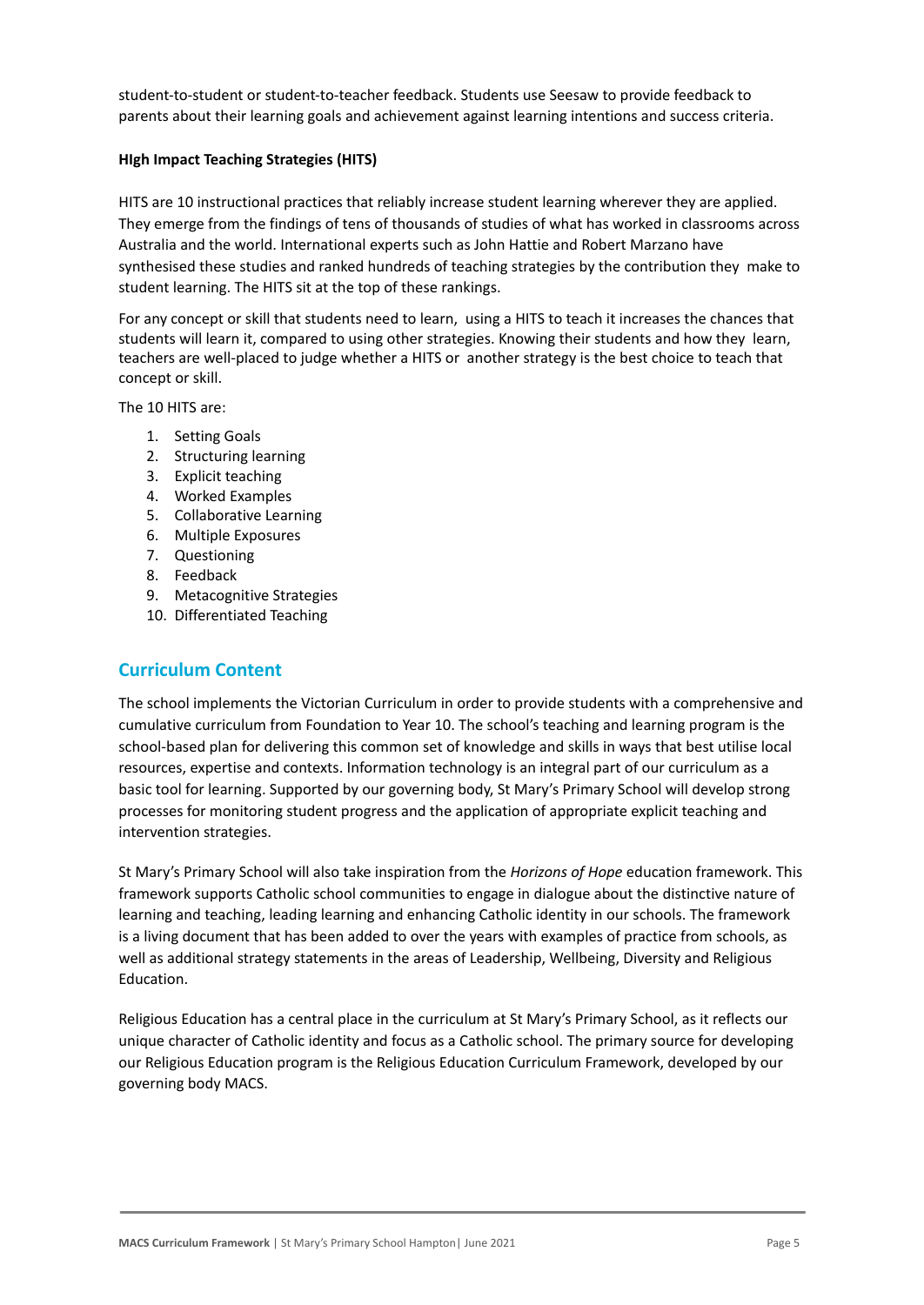student-to-student or student-to-teacher feedback. Students use Seesaw to provide feedback to parents about their learning goals and achievement against learning intentions and success criteria.

**HIgh Impact Teaching Strategies (HITS)**

HITS are 10 instructional practices that reliably increase student learning wherever they are applied. They emerge from the findings of tens of thousands of studies of what has worked in classrooms across Australia and the world. International experts such as John Hattie and Robert Marzano have synthesised these studies and ranked hundreds of teaching strategies by the contribution they make to student learning. The HITS sit at the top of these rankings.

For any concept or skill that students need to learn, using a HITS to teach it increases the chances that students will learn it, compared to using other strategies. Knowing their students and how they learn, teachers are well-placed to judge whether a HITS or another strategy is the best choice to teach that concept or skill.

The 10 HITS are:

1. Setting Goals
2. Structuring learning
3. Explicit teaching
4. Worked Examples
5. Collaborative Learning
6. Multiple Exposures
7. Questioning
8. Feedback
9. Metacognitive Strategies
10. Differentiated Teaching

## Curriculum Content

The school implements the Victorian Curriculum in order to provide students with a comprehensive and cumulative curriculum from Foundation to Year 10. The school's teaching and learning program is the school-based plan for delivering this common set of knowledge and skills in ways that best utilise local resources, expertise and contexts. Information technology is an integral part of our curriculum as a basic tool for learning. Supported by our governing body, St Mary's Primary School will develop strong processes for monitoring student progress and the application of appropriate explicit teaching and intervention strategies.

St Mary's Primary School will also take inspiration from the *Horizons of Hope* education framework. This framework supports Catholic school communities to engage in dialogue about the distinctive nature of learning and teaching, leading learning and enhancing Catholic identity in our schools. The framework is a living document that has been added to over the years with examples of practice from schools, as well as additional strategy statements in the areas of Leadership, Wellbeing, Diversity and Religious Education.

Religious Education has a central place in the curriculum at St Mary's Primary School, as it reflects our unique character of Catholic identity and focus as a Catholic school. The primary source for developing our Religious Education program is the Religious Education Curriculum Framework, developed by our governing body MACS.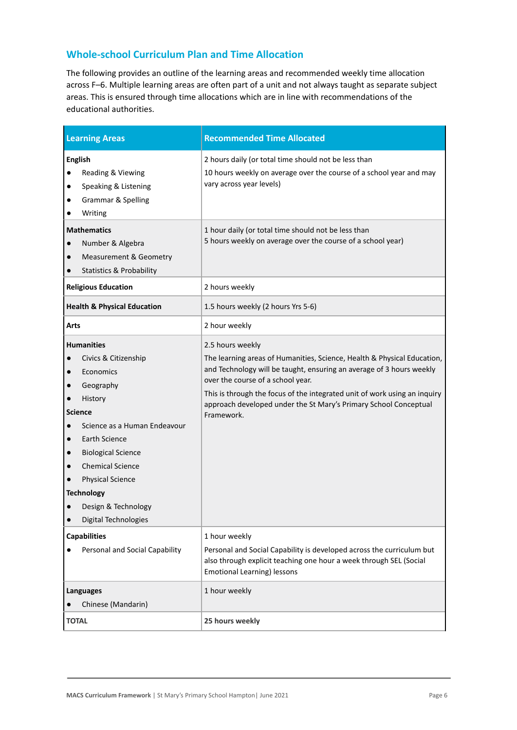## Whole-school Curriculum Plan and Time Allocation

The following provides an outline of the learning areas and recommended weekly time allocation across F–6. Multiple learning areas are often part of a unit and not always taught as separate subject areas. This is ensured through time allocations which are in line with recommendations of the educational authorities.

| Learning Areas | Recommended Time Allocated |
|---|---|
| **English**<br>• Reading & Viewing<br>• Speaking & Listening<br>• Grammar & Spelling<br>• Writing | 2 hours daily (or total time should not be less than<br>10 hours weekly on average over the course of a school year and may vary across year levels) |
| **Mathematics**<br>• Number & Algebra<br>• Measurement & Geometry<br>• Statistics & Probability | 1 hour daily (or total time should not be less than<br>5 hours weekly on average over the course of a school year) |
| **Religious Education** | 2 hours weekly |
| **Health & Physical Education** | 1.5 hours weekly (2 hours Yrs 5-6) |
| **Arts** | 2 hour weekly |
| **Humanities**<br>• Civics & Citizenship<br>• Economics<br>• Geography<br>• History<br>**Science**<br>• Science as a Human Endeavour<br>• Earth Science<br>• Biological Science<br>• Chemical Science<br>• Physical Science<br>**Technology**<br>• Design & Technology<br>• Digital Technologies | 2.5 hours weekly<br>The learning areas of Humanities, Science, Health & Physical Education, and Technology will be taught, ensuring an average of 3 hours weekly over the course of a school year.<br>This is through the focus of the integrated unit of work using an inquiry approach developed under the St Mary's Primary School Conceptual Framework. |
| **Capabilities**<br>• Personal and Social Capability | 1 hour weekly<br>Personal and Social Capability is developed across the curriculum but also through explicit teaching one hour a week through SEL (Social Emotional Learning) lessons |
| **Languages**<br>• Chinese (Mandarin) | 1 hour weekly |
| **TOTAL** | **25 hours weekly** |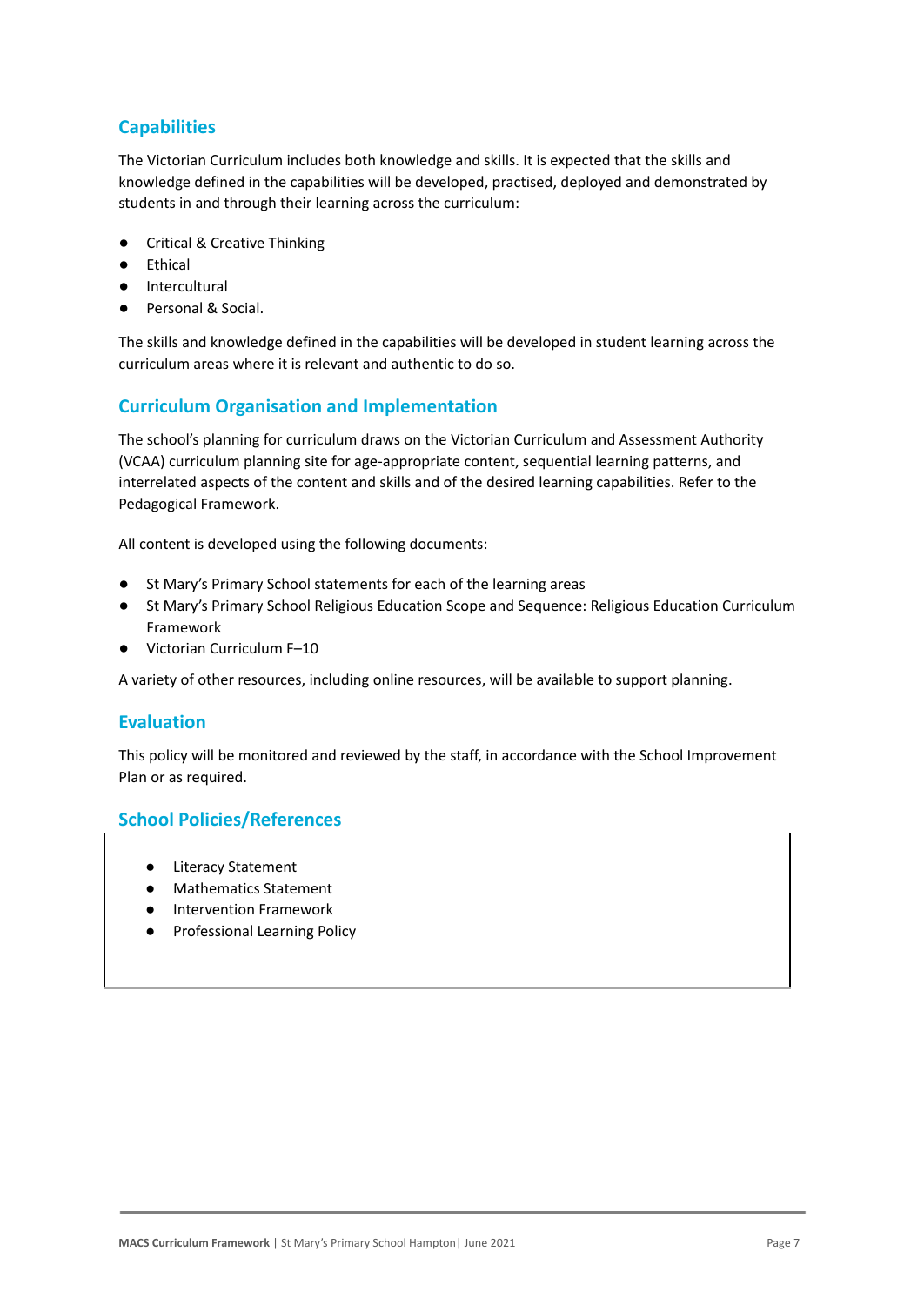## Capabilities

The Victorian Curriculum includes both knowledge and skills. It is expected that the skills and knowledge defined in the capabilities will be developed, practised, deployed and demonstrated by students in and through their learning across the curriculum:

- Critical & Creative Thinking
- Ethical
- Intercultural
- Personal & Social.

The skills and knowledge defined in the capabilities will be developed in student learning across the curriculum areas where it is relevant and authentic to do so.

## Curriculum Organisation and Implementation

The school's planning for curriculum draws on the Victorian Curriculum and Assessment Authority (VCAA) curriculum planning site for age-appropriate content, sequential learning patterns, and interrelated aspects of the content and skills and of the desired learning capabilities. Refer to the Pedagogical Framework.

All content is developed using the following documents:

- St Mary's Primary School statements for each of the learning areas
- St Mary's Primary School Religious Education Scope and Sequence: Religious Education Curriculum Framework
- Victorian Curriculum F–10

A variety of other resources, including online resources, will be available to support planning.

## Evaluation

This policy will be monitored and reviewed by the staff, in accordance with the School Improvement Plan or as required.

## School Policies/References

- Literacy Statement
- Mathematics Statement
- Intervention Framework
- Professional Learning Policy